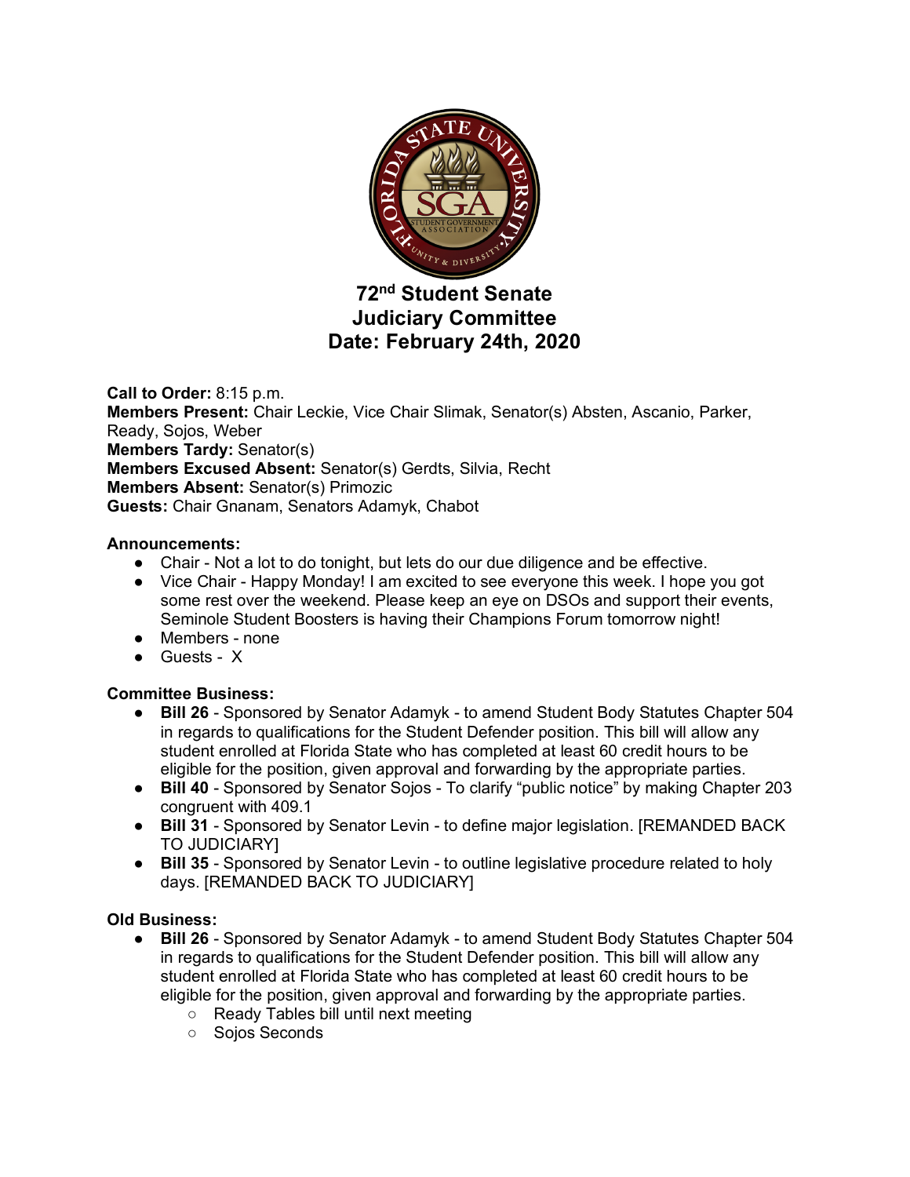# 72nd Student Senate Judiciary Committee Date: February 24th, 2020

**Call to Order:** 8:15 p.m.
**Members Present:** Chair Leckie, Vice Chair Slimak, Senator(s) Absten, Ascanio, Parker, Ready, Sojos, Weber
**Members Tardy:** Senator(s)
**Members Excused Absent:** Senator(s) Gerdts, Silvia, Recht
**Members Absent:** Senator(s) Primozic
**Guests:** Chair Gnanam, Senators Adamyk, Chabot

**Announcements:**

- Chair - Not a lot to do tonight, but lets do our due diligence and be effective.
- Vice Chair - Happy Monday! I am excited to see everyone this week. I hope you got some rest over the weekend. Please keep an eye on DSOs and support their events, Seminole Student Boosters is having their Champions Forum tomorrow night!
- Members - none
- Guests - X

**Committee Business:**

- **Bill 26** - Sponsored by Senator Adamyk - to amend Student Body Statutes Chapter 504 in regards to qualifications for the Student Defender position. This bill will allow any student enrolled at Florida State who has completed at least 60 credit hours to be eligible for the position, given approval and forwarding by the appropriate parties.
- **Bill 40** - Sponsored by Senator Sojos - To clarify "public notice" by making Chapter 203 congruent with 409.1
- **Bill 31** - Sponsored by Senator Levin - to define major legislation. [REMANDED BACK TO JUDICIARY]
- **Bill 35** - Sponsored by Senator Levin - to outline legislative procedure related to holy days. [REMANDED BACK TO JUDICIARY]

**Old Business:**

- **Bill 26** - Sponsored by Senator Adamyk - to amend Student Body Statutes Chapter 504 in regards to qualifications for the Student Defender position. This bill will allow any student enrolled at Florida State who has completed at least 60 credit hours to be eligible for the position, given approval and forwarding by the appropriate parties.
  - Ready Tables bill until next meeting
  - Sojos Seconds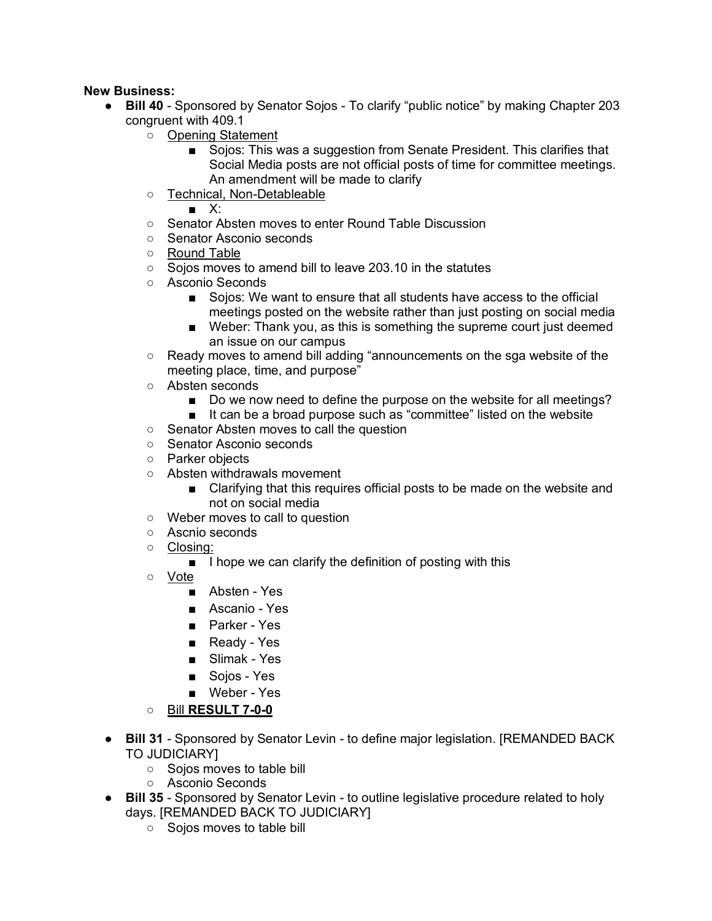**New Business:**

- **Bill 40** - Sponsored by Senator Sojos - To clarify "public notice" by making Chapter 203 congruent with 409.1
  - Opening Statement
    - Sojos: This was a suggestion from Senate President. This clarifies that Social Media posts are not official posts of time for committee meetings. An amendment will be made to clarify
  - Technical, Non-Detableable
    - X:
  - Senator Absten moves to enter Round Table Discussion
  - Senator Asconio seconds
  - Round Table
  - Sojos moves to amend bill to leave 203.10 in the statutes
  - Asconio Seconds
    - Sojos: We want to ensure that all students have access to the official meetings posted on the website rather than just posting on social media
    - Weber: Thank you, as this is something the supreme court just deemed an issue on our campus
  - Ready moves to amend bill adding "announcements on the sga website of the meeting place, time, and purpose"
  - Absten seconds
    - Do we now need to define the purpose on the website for all meetings?
    - It can be a broad purpose such as "committee" listed on the website
  - Senator Absten moves to call the question
  - Senator Asconio seconds
  - Parker objects
  - Absten withdrawals movement
    - Clarifying that this requires official posts to be made on the website and not on social media
  - Weber moves to call to question
  - Ascnio seconds
  - Closing:
    - I hope we can clarify the definition of posting with this
  - Vote
    - Absten - Yes
    - Ascanio - Yes
    - Parker - Yes
    - Ready - Yes
    - Slimak - Yes
    - Sojos - Yes
    - Weber - Yes
  - Bill **RESULT 7-0-0**
- **Bill 31** - Sponsored by Senator Levin - to define major legislation. [REMANDED BACK TO JUDICIARY]
  - Sojos moves to table bill
  - Asconio Seconds
- **Bill 35** - Sponsored by Senator Levin - to outline legislative procedure related to holy days. [REMANDED BACK TO JUDICIARY]
  - Sojos moves to table bill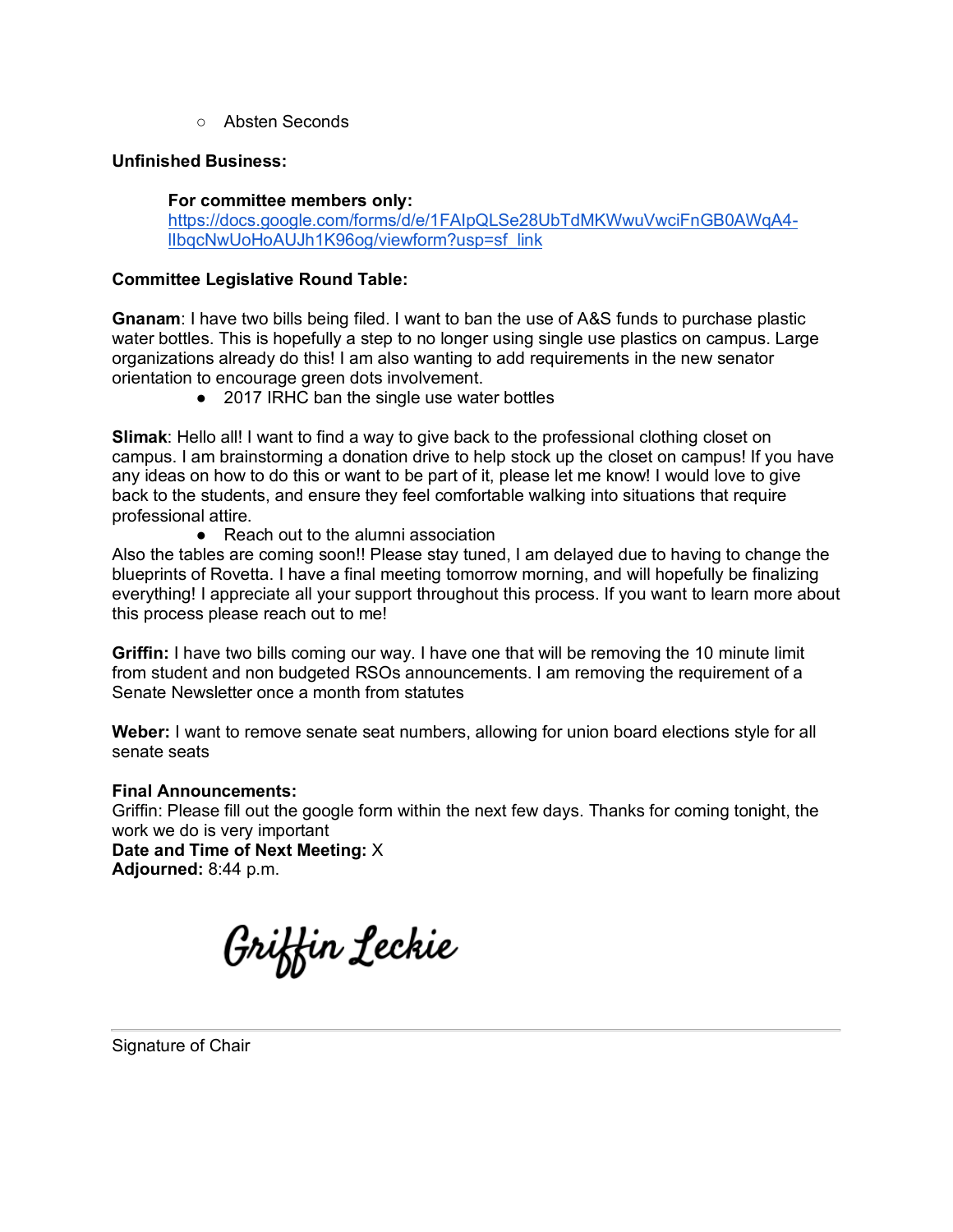- Absten Seconds

**Unfinished Business:**

**For committee members only:**
https://docs.google.com/forms/d/e/1FAIpQLSe28UbTdMKWwuVwciFnGB0AWqA4-IlbqcNwUoHoAUJh1K96og/viewform?usp=sf_link

**Committee Legislative Round Table:**

**Gnanam**: I have two bills being filed. I want to ban the use of A&S funds to purchase plastic water bottles. This is hopefully a step to no longer using single use plastics on campus. Large organizations already do this! I am also wanting to add requirements in the new senator orientation to encourage green dots involvement.

- 2017 IRHC ban the single use water bottles

**Slimak**: Hello all! I want to find a way to give back to the professional clothing closet on campus. I am brainstorming a donation drive to help stock up the closet on campus! If you have any ideas on how to do this or want to be part of it, please let me know! I would love to give back to the students, and ensure they feel comfortable walking into situations that require professional attire.

- Reach out to the alumni association

Also the tables are coming soon!! Please stay tuned, I am delayed due to having to change the blueprints of Rovetta. I have a final meeting tomorrow morning, and will hopefully be finalizing everything! I appreciate all your support throughout this process. If you want to learn more about this process please reach out to me!

**Griffin:** I have two bills coming our way. I have one that will be removing the 10 minute limit from student and non budgeted RSOs announcements. I am removing the requirement of a Senate Newsletter once a month from statutes

**Weber:** I want to remove senate seat numbers, allowing for union board elections style for all senate seats

**Final Announcements:**
Griffin: Please fill out the google form within the next few days. Thanks for coming tonight, the work we do is very important
**Date and Time of Next Meeting:** X
**Adjourned:** 8:44 p.m.

Griffin Leckie

Signature of Chair